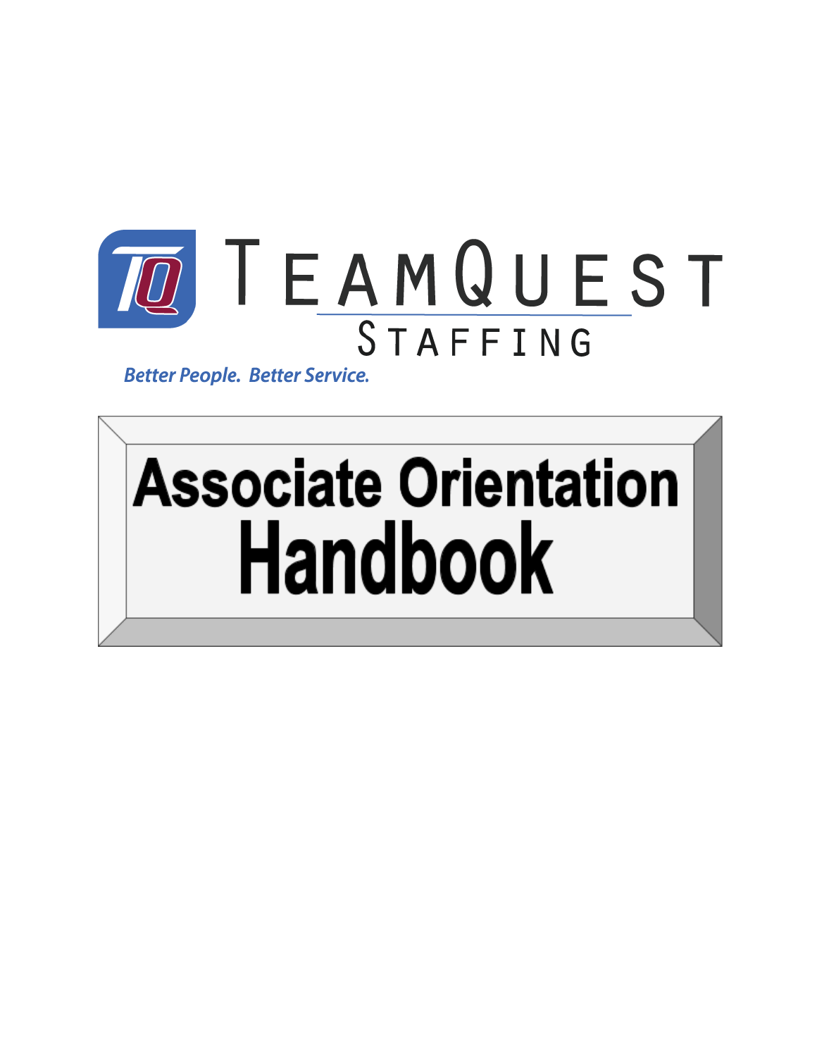TEAMQUEST

STAFFING

*Better People. Better Service.*

# Associate Orientation Handbook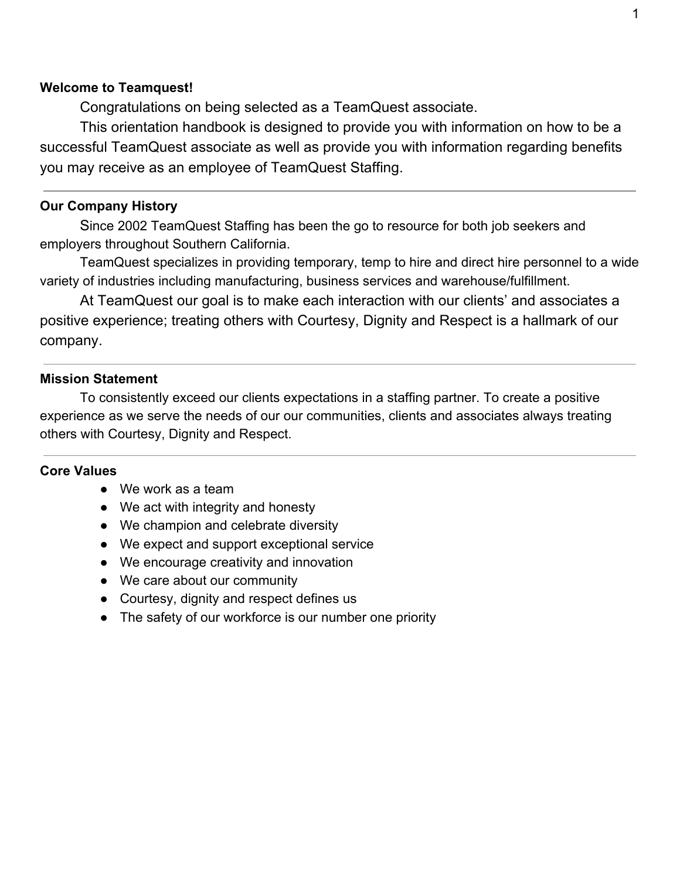## Welcome to Teamquest!

Congratulations on being selected as a TeamQuest associate.

This orientation handbook is designed to provide you with information on how to be a successful TeamQuest associate as well as provide you with information regarding benefits you may receive as an employee of TeamQuest Staffing.

---

## Our Company History

Since 2002 TeamQuest Staffing has been the go to resource for both job seekers and employers throughout Southern California.

TeamQuest specializes in providing temporary, temp to hire and direct hire personnel to a wide variety of industries including manufacturing, business services and warehouse/fulfillment.

At TeamQuest our goal is to make each interaction with our clients' and associates a positive experience; treating others with Courtesy, Dignity and Respect is a hallmark of our company.

---

## Mission Statement

To consistently exceed our clients expectations in a staffing partner. To create a positive experience as we serve the needs of our our communities, clients and associates always treating others with Courtesy, Dignity and Respect.

---

## Core Values

- We work as a team
- We act with integrity and honesty
- We champion and celebrate diversity
- We expect and support exceptional service
- We encourage creativity and innovation
- We care about our community
- Courtesy, dignity and respect defines us
- The safety of our workforce is our number one priority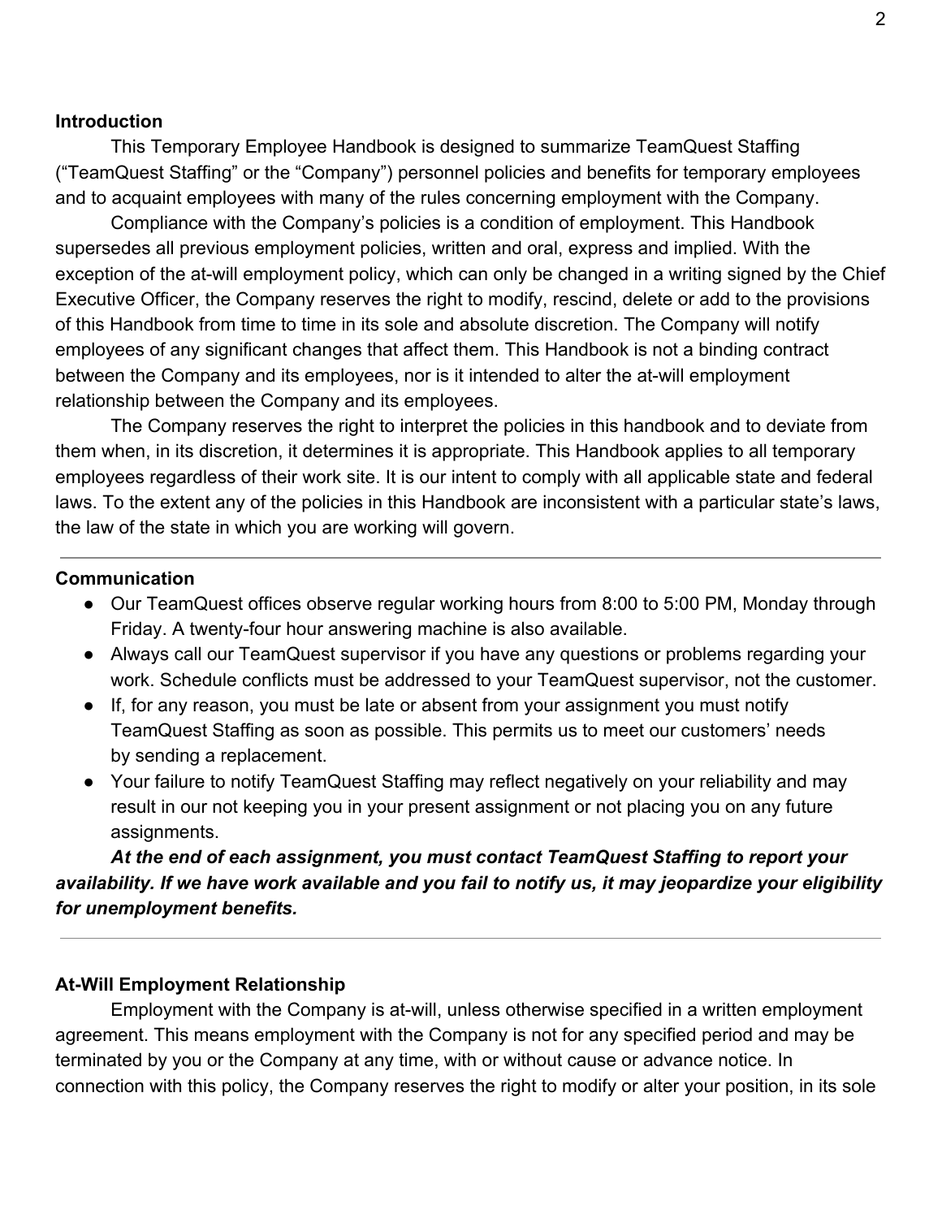**Introduction**

This Temporary Employee Handbook is designed to summarize TeamQuest Staffing ("TeamQuest Staffing" or the "Company") personnel policies and benefits for temporary employees and to acquaint employees with many of the rules concerning employment with the Company.

Compliance with the Company's policies is a condition of employment. This Handbook supersedes all previous employment policies, written and oral, express and implied. With the exception of the at-will employment policy, which can only be changed in a writing signed by the Chief Executive Officer, the Company reserves the right to modify, rescind, delete or add to the provisions of this Handbook from time to time in its sole and absolute discretion. The Company will notify employees of any significant changes that affect them. This Handbook is not a binding contract between the Company and its employees, nor is it intended to alter the at-will employment relationship between the Company and its employees.

The Company reserves the right to interpret the policies in this handbook and to deviate from them when, in its discretion, it determines it is appropriate. This Handbook applies to all temporary employees regardless of their work site. It is our intent to comply with all applicable state and federal laws. To the extent any of the policies in this Handbook are inconsistent with a particular state's laws, the law of the state in which you are working will govern.

---

**Communication**

- Our TeamQuest offices observe regular working hours from 8:00 to 5:00 PM, Monday through Friday. A twenty-four hour answering machine is also available.
- Always call our TeamQuest supervisor if you have any questions or problems regarding your work. Schedule conflicts must be addressed to your TeamQuest supervisor, not the customer.
- If, for any reason, you must be late or absent from your assignment you must notify TeamQuest Staffing as soon as possible. This permits us to meet our customers' needs by sending a replacement.
- Your failure to notify TeamQuest Staffing may reflect negatively on your reliability and may result in our not keeping you in your present assignment or not placing you on any future assignments.

***At the end of each assignment, you must contact TeamQuest Staffing to report your availability. If we have work available and you fail to notify us, it may jeopardize your eligibility for unemployment benefits.***

---

**At-Will Employment Relationship**

Employment with the Company is at-will, unless otherwise specified in a written employment agreement. This means employment with the Company is not for any specified period and may be terminated by you or the Company at any time, with or without cause or advance notice. In connection with this policy, the Company reserves the right to modify or alter your position, in its sole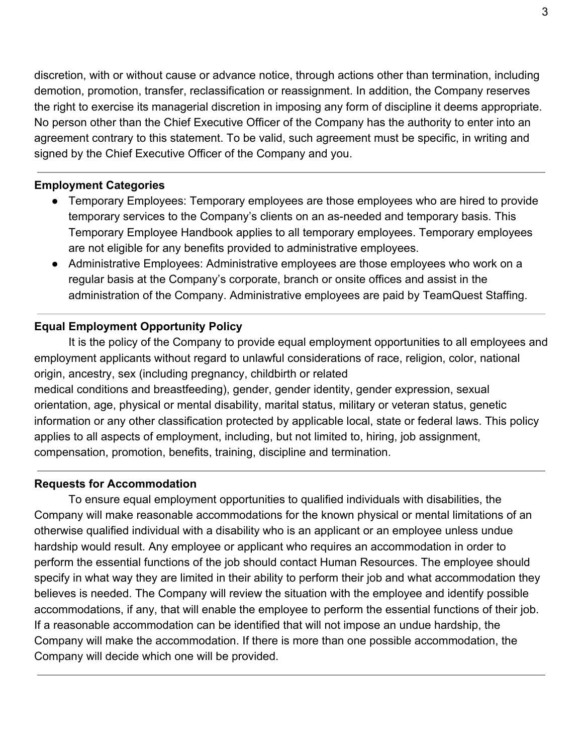discretion, with or without cause or advance notice, through actions other than termination, including demotion, promotion, transfer, reclassification or reassignment. In addition, the Company reserves the right to exercise its managerial discretion in imposing any form of discipline it deems appropriate. No person other than the Chief Executive Officer of the Company has the authority to enter into an agreement contrary to this statement. To be valid, such agreement must be specific, in writing and signed by the Chief Executive Officer of the Company and you.

---

**Employment Categories**

- Temporary Employees: Temporary employees are those employees who are hired to provide temporary services to the Company's clients on an as-needed and temporary basis. This Temporary Employee Handbook applies to all temporary employees. Temporary employees are not eligible for any benefits provided to administrative employees.
- Administrative Employees: Administrative employees are those employees who work on a regular basis at the Company's corporate, branch or onsite offices and assist in the administration of the Company. Administrative employees are paid by TeamQuest Staffing.

---

**Equal Employment Opportunity Policy**

It is the policy of the Company to provide equal employment opportunities to all employees and employment applicants without regard to unlawful considerations of race, religion, color, national origin, ancestry, sex (including pregnancy, childbirth or related medical conditions and breastfeeding), gender, gender identity, gender expression, sexual orientation, age, physical or mental disability, marital status, military or veteran status, genetic information or any other classification protected by applicable local, state or federal laws. This policy applies to all aspects of employment, including, but not limited to, hiring, job assignment, compensation, promotion, benefits, training, discipline and termination.

---

**Requests for Accommodation**

To ensure equal employment opportunities to qualified individuals with disabilities, the Company will make reasonable accommodations for the known physical or mental limitations of an otherwise qualified individual with a disability who is an applicant or an employee unless undue hardship would result. Any employee or applicant who requires an accommodation in order to perform the essential functions of the job should contact Human Resources. The employee should specify in what way they are limited in their ability to perform their job and what accommodation they believes is needed. The Company will review the situation with the employee and identify possible accommodations, if any, that will enable the employee to perform the essential functions of their job. If a reasonable accommodation can be identified that will not impose an undue hardship, the Company will make the accommodation. If there is more than one possible accommodation, the Company will decide which one will be provided.

---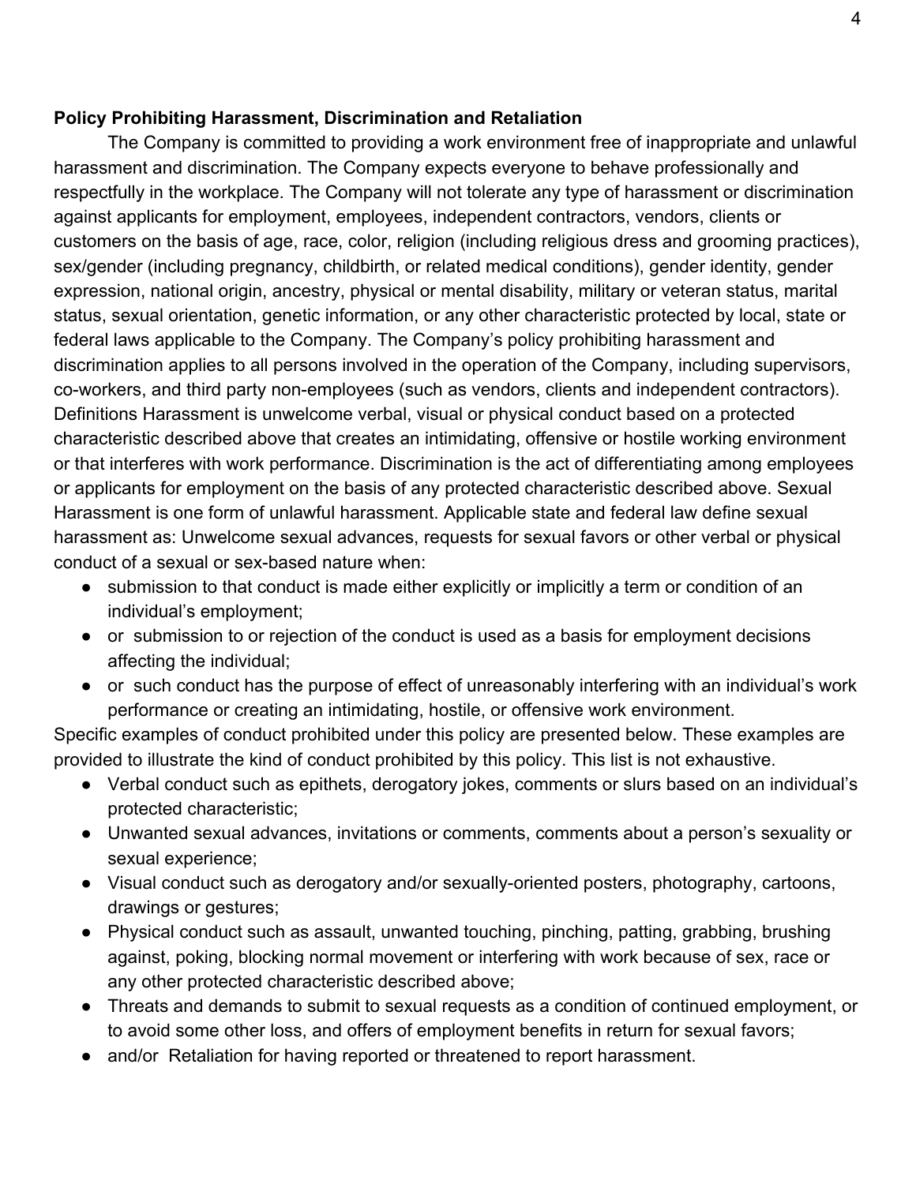**Policy Prohibiting Harassment, Discrimination and Retaliation**

The Company is committed to providing a work environment free of inappropriate and unlawful harassment and discrimination. The Company expects everyone to behave professionally and respectfully in the workplace. The Company will not tolerate any type of harassment or discrimination against applicants for employment, employees, independent contractors, vendors, clients or customers on the basis of age, race, color, religion (including religious dress and grooming practices), sex/gender (including pregnancy, childbirth, or related medical conditions), gender identity, gender expression, national origin, ancestry, physical or mental disability, military or veteran status, marital status, sexual orientation, genetic information, or any other characteristic protected by local, state or federal laws applicable to the Company. The Company's policy prohibiting harassment and discrimination applies to all persons involved in the operation of the Company, including supervisors, co-workers, and third party non-employees (such as vendors, clients and independent contractors). Definitions Harassment is unwelcome verbal, visual or physical conduct based on a protected characteristic described above that creates an intimidating, offensive or hostile working environment or that interferes with work performance. Discrimination is the act of differentiating among employees or applicants for employment on the basis of any protected characteristic described above. Sexual Harassment is one form of unlawful harassment. Applicable state and federal law define sexual harassment as: Unwelcome sexual advances, requests for sexual favors or other verbal or physical conduct of a sexual or sex-based nature when:

- submission to that conduct is made either explicitly or implicitly a term or condition of an individual's employment;
- or submission to or rejection of the conduct is used as a basis for employment decisions affecting the individual;
- or such conduct has the purpose of effect of unreasonably interfering with an individual's work performance or creating an intimidating, hostile, or offensive work environment.

Specific examples of conduct prohibited under this policy are presented below. These examples are provided to illustrate the kind of conduct prohibited by this policy. This list is not exhaustive.

- Verbal conduct such as epithets, derogatory jokes, comments or slurs based on an individual's protected characteristic;
- Unwanted sexual advances, invitations or comments, comments about a person's sexuality or sexual experience;
- Visual conduct such as derogatory and/or sexually-oriented posters, photography, cartoons, drawings or gestures;
- Physical conduct such as assault, unwanted touching, pinching, patting, grabbing, brushing against, poking, blocking normal movement or interfering with work because of sex, race or any other protected characteristic described above;
- Threats and demands to submit to sexual requests as a condition of continued employment, or to avoid some other loss, and offers of employment benefits in return for sexual favors;
- and/or Retaliation for having reported or threatened to report harassment.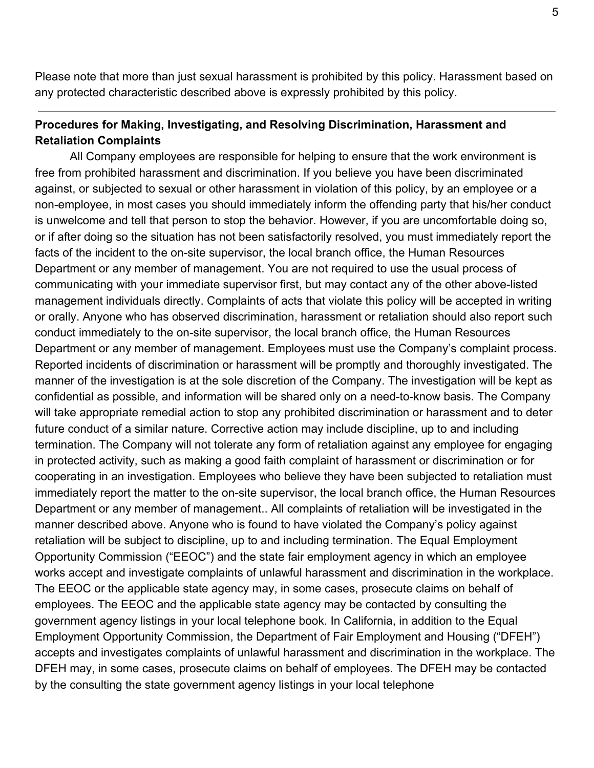Please note that more than just sexual harassment is prohibited by this policy. Harassment based on any protected characteristic described above is expressly prohibited by this policy.

---

**Procedures for Making, Investigating, and Resolving Discrimination, Harassment and Retaliation Complaints**

All Company employees are responsible for helping to ensure that the work environment is free from prohibited harassment and discrimination. If you believe you have been discriminated against, or subjected to sexual or other harassment in violation of this policy, by an employee or a non-employee, in most cases you should immediately inform the offending party that his/her conduct is unwelcome and tell that person to stop the behavior. However, if you are uncomfortable doing so, or if after doing so the situation has not been satisfactorily resolved, you must immediately report the facts of the incident to the on-site supervisor, the local branch office, the Human Resources Department or any member of management. You are not required to use the usual process of communicating with your immediate supervisor first, but may contact any of the other above-listed management individuals directly. Complaints of acts that violate this policy will be accepted in writing or orally. Anyone who has observed discrimination, harassment or retaliation should also report such conduct immediately to the on-site supervisor, the local branch office, the Human Resources Department or any member of management. Employees must use the Company's complaint process. Reported incidents of discrimination or harassment will be promptly and thoroughly investigated. The manner of the investigation is at the sole discretion of the Company. The investigation will be kept as confidential as possible, and information will be shared only on a need-to-know basis. The Company will take appropriate remedial action to stop any prohibited discrimination or harassment and to deter future conduct of a similar nature. Corrective action may include discipline, up to and including termination. The Company will not tolerate any form of retaliation against any employee for engaging in protected activity, such as making a good faith complaint of harassment or discrimination or for cooperating in an investigation. Employees who believe they have been subjected to retaliation must immediately report the matter to the on-site supervisor, the local branch office, the Human Resources Department or any member of management.. All complaints of retaliation will be investigated in the manner described above. Anyone who is found to have violated the Company's policy against retaliation will be subject to discipline, up to and including termination. The Equal Employment Opportunity Commission ("EEOC") and the state fair employment agency in which an employee works accept and investigate complaints of unlawful harassment and discrimination in the workplace. The EEOC or the applicable state agency may, in some cases, prosecute claims on behalf of employees. The EEOC and the applicable state agency may be contacted by consulting the government agency listings in your local telephone book. In California, in addition to the Equal Employment Opportunity Commission, the Department of Fair Employment and Housing ("DFEH") accepts and investigates complaints of unlawful harassment and discrimination in the workplace. The DFEH may, in some cases, prosecute claims on behalf of employees. The DFEH may be contacted by the consulting the state government agency listings in your local telephone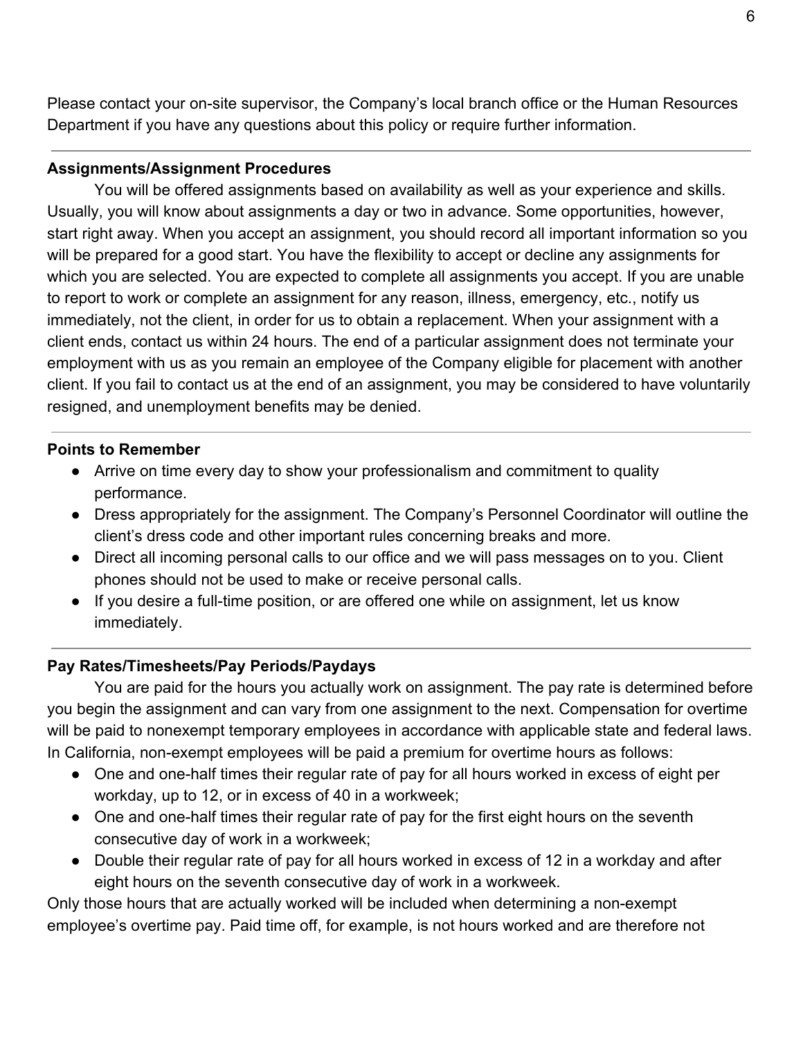Please contact your on-site supervisor, the Company's local branch office or the Human Resources Department if you have any questions about this policy or require further information.

---

**Assignments/Assignment Procedures**

You will be offered assignments based on availability as well as your experience and skills. Usually, you will know about assignments a day or two in advance. Some opportunities, however, start right away. When you accept an assignment, you should record all important information so you will be prepared for a good start. You have the flexibility to accept or decline any assignments for which you are selected. You are expected to complete all assignments you accept. If you are unable to report to work or complete an assignment for any reason, illness, emergency, etc., notify us immediately, not the client, in order for us to obtain a replacement. When your assignment with a client ends, contact us within 24 hours. The end of a particular assignment does not terminate your employment with us as you remain an employee of the Company eligible for placement with another client. If you fail to contact us at the end of an assignment, you may be considered to have voluntarily resigned, and unemployment benefits may be denied.

---

**Points to Remember**

- Arrive on time every day to show your professionalism and commitment to quality performance.
- Dress appropriately for the assignment. The Company's Personnel Coordinator will outline the client's dress code and other important rules concerning breaks and more.
- Direct all incoming personal calls to our office and we will pass messages on to you. Client phones should not be used to make or receive personal calls.
- If you desire a full-time position, or are offered one while on assignment, let us know immediately.

---

**Pay Rates/Timesheets/Pay Periods/Paydays**

You are paid for the hours you actually work on assignment. The pay rate is determined before you begin the assignment and can vary from one assignment to the next. Compensation for overtime will be paid to nonexempt temporary employees in accordance with applicable state and federal laws. In California, non-exempt employees will be paid a premium for overtime hours as follows:

- One and one-half times their regular rate of pay for all hours worked in excess of eight per workday, up to 12, or in excess of 40 in a workweek;
- One and one-half times their regular rate of pay for the first eight hours on the seventh consecutive day of work in a workweek;
- Double their regular rate of pay for all hours worked in excess of 12 in a workday and after eight hours on the seventh consecutive day of work in a workweek.

Only those hours that are actually worked will be included when determining a non-exempt employee's overtime pay. Paid time off, for example, is not hours worked and are therefore not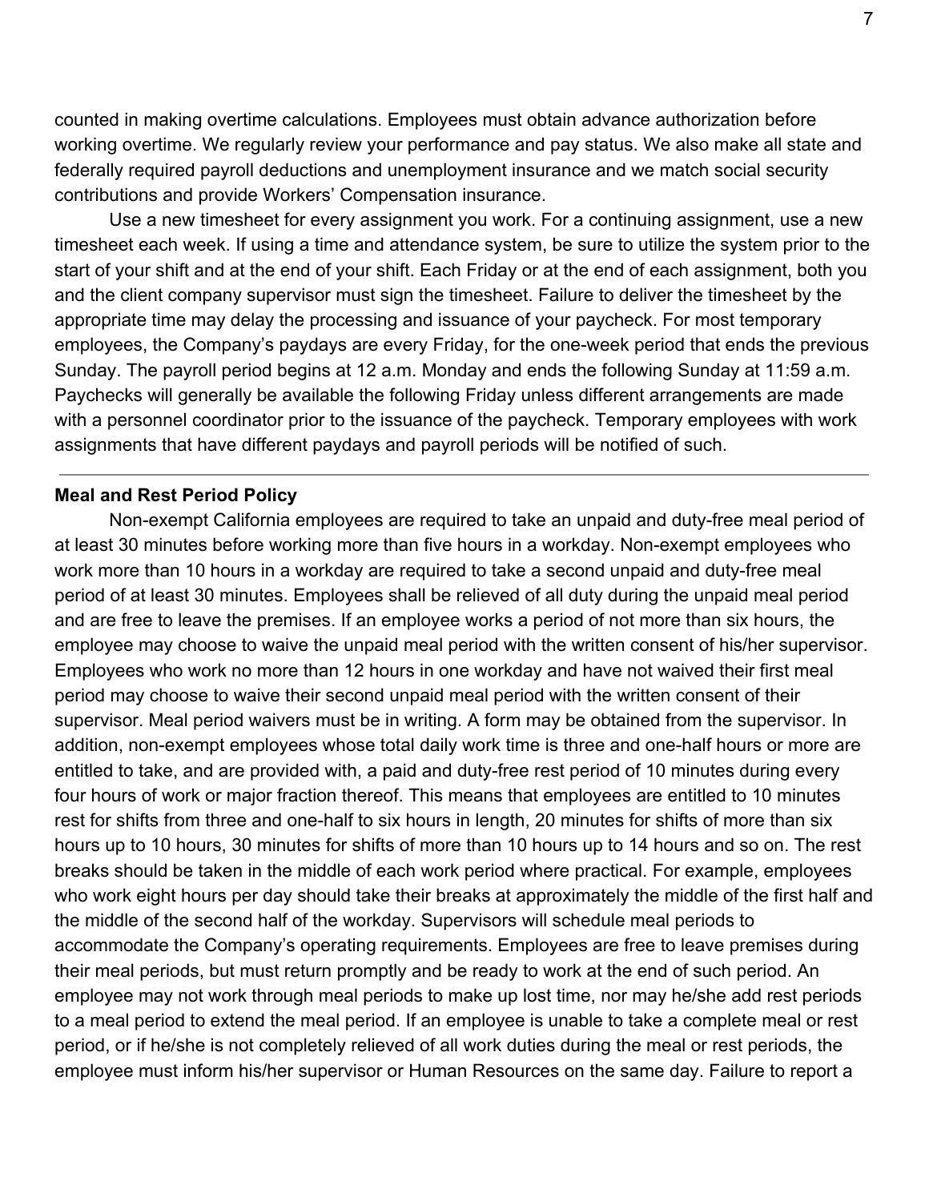counted in making overtime calculations. Employees must obtain advance authorization before working overtime. We regularly review your performance and pay status. We also make all state and federally required payroll deductions and unemployment insurance and we match social security contributions and provide Workers' Compensation insurance.

Use a new timesheet for every assignment you work. For a continuing assignment, use a new timesheet each week. If using a time and attendance system, be sure to utilize the system prior to the start of your shift and at the end of your shift. Each Friday or at the end of each assignment, both you and the client company supervisor must sign the timesheet. Failure to deliver the timesheet by the appropriate time may delay the processing and issuance of your paycheck. For most temporary employees, the Company's paydays are every Friday, for the one-week period that ends the previous Sunday. The payroll period begins at 12 a.m. Monday and ends the following Sunday at 11:59 a.m. Paychecks will generally be available the following Friday unless different arrangements are made with a personnel coordinator prior to the issuance of the paycheck. Temporary employees with work assignments that have different paydays and payroll periods will be notified of such.

---

**Meal and Rest Period Policy**

Non-exempt California employees are required to take an unpaid and duty-free meal period of at least 30 minutes before working more than five hours in a workday. Non-exempt employees who work more than 10 hours in a workday are required to take a second unpaid and duty-free meal period of at least 30 minutes. Employees shall be relieved of all duty during the unpaid meal period and are free to leave the premises. If an employee works a period of not more than six hours, the employee may choose to waive the unpaid meal period with the written consent of his/her supervisor. Employees who work no more than 12 hours in one workday and have not waived their first meal period may choose to waive their second unpaid meal period with the written consent of their supervisor. Meal period waivers must be in writing. A form may be obtained from the supervisor. In addition, non-exempt employees whose total daily work time is three and one-half hours or more are entitled to take, and are provided with, a paid and duty-free rest period of 10 minutes during every four hours of work or major fraction thereof. This means that employees are entitled to 10 minutes rest for shifts from three and one-half to six hours in length, 20 minutes for shifts of more than six hours up to 10 hours, 30 minutes for shifts of more than 10 hours up to 14 hours and so on. The rest breaks should be taken in the middle of each work period where practical. For example, employees who work eight hours per day should take their breaks at approximately the middle of the first half and the middle of the second half of the workday. Supervisors will schedule meal periods to accommodate the Company's operating requirements. Employees are free to leave premises during their meal periods, but must return promptly and be ready to work at the end of such period. An employee may not work through meal periods to make up lost time, nor may he/she add rest periods to a meal period to extend the meal period. If an employee is unable to take a complete meal or rest period, or if he/she is not completely relieved of all work duties during the meal or rest periods, the employee must inform his/her supervisor or Human Resources on the same day. Failure to report a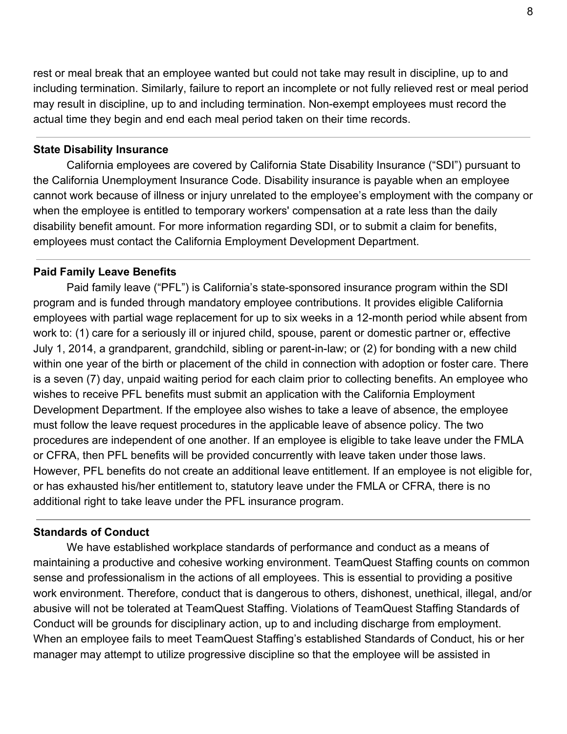rest or meal break that an employee wanted but could not take may result in discipline, up to and including termination. Similarly, failure to report an incomplete or not fully relieved rest or meal period may result in discipline, up to and including termination. Non-exempt employees must record the actual time they begin and end each meal period taken on their time records.

---

**State Disability Insurance**

California employees are covered by California State Disability Insurance ("SDI") pursuant to the California Unemployment Insurance Code. Disability insurance is payable when an employee cannot work because of illness or injury unrelated to the employee's employment with the company or when the employee is entitled to temporary workers' compensation at a rate less than the daily disability benefit amount. For more information regarding SDI, or to submit a claim for benefits, employees must contact the California Employment Development Department.

---

**Paid Family Leave Benefits**

Paid family leave ("PFL") is California's state-sponsored insurance program within the SDI program and is funded through mandatory employee contributions. It provides eligible California employees with partial wage replacement for up to six weeks in a 12-month period while absent from work to: (1) care for a seriously ill or injured child, spouse, parent or domestic partner or, effective July 1, 2014, a grandparent, grandchild, sibling or parent-in-law; or (2) for bonding with a new child within one year of the birth or placement of the child in connection with adoption or foster care. There is a seven (7) day, unpaid waiting period for each claim prior to collecting benefits. An employee who wishes to receive PFL benefits must submit an application with the California Employment Development Department. If the employee also wishes to take a leave of absence, the employee must follow the leave request procedures in the applicable leave of absence policy. The two procedures are independent of one another. If an employee is eligible to take leave under the FMLA or CFRA, then PFL benefits will be provided concurrently with leave taken under those laws. However, PFL benefits do not create an additional leave entitlement. If an employee is not eligible for, or has exhausted his/her entitlement to, statutory leave under the FMLA or CFRA, there is no additional right to take leave under the PFL insurance program.

---

**Standards of Conduct**

We have established workplace standards of performance and conduct as a means of maintaining a productive and cohesive working environment. TeamQuest Staffing counts on common sense and professionalism in the actions of all employees. This is essential to providing a positive work environment. Therefore, conduct that is dangerous to others, dishonest, unethical, illegal, and/or abusive will not be tolerated at TeamQuest Staffing. Violations of TeamQuest Staffing Standards of Conduct will be grounds for disciplinary action, up to and including discharge from employment. When an employee fails to meet TeamQuest Staffing's established Standards of Conduct, his or her manager may attempt to utilize progressive discipline so that the employee will be assisted in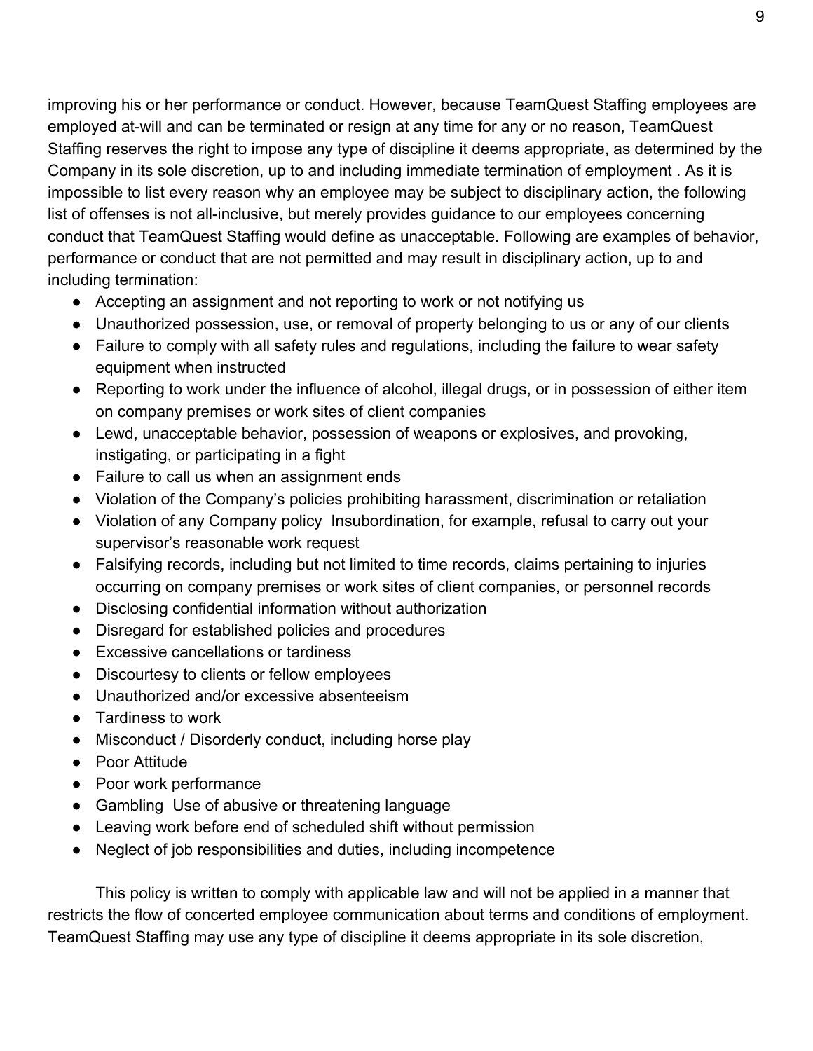improving his or her performance or conduct. However, because TeamQuest Staffing employees are employed at-will and can be terminated or resign at any time for any or no reason, TeamQuest Staffing reserves the right to impose any type of discipline it deems appropriate, as determined by the Company in its sole discretion, up to and including immediate termination of employment . As it is impossible to list every reason why an employee may be subject to disciplinary action, the following list of offenses is not all-inclusive, but merely provides guidance to our employees concerning conduct that TeamQuest Staffing would define as unacceptable. Following are examples of behavior, performance or conduct that are not permitted and may result in disciplinary action, up to and including termination:

- Accepting an assignment and not reporting to work or not notifying us
- Unauthorized possession, use, or removal of property belonging to us or any of our clients
- Failure to comply with all safety rules and regulations, including the failure to wear safety equipment when instructed
- Reporting to work under the influence of alcohol, illegal drugs, or in possession of either item on company premises or work sites of client companies
- Lewd, unacceptable behavior, possession of weapons or explosives, and provoking, instigating, or participating in a fight
- Failure to call us when an assignment ends
- Violation of the Company's policies prohibiting harassment, discrimination or retaliation
- Violation of any Company policy  Insubordination, for example, refusal to carry out your supervisor's reasonable work request
- Falsifying records, including but not limited to time records, claims pertaining to injuries occurring on company premises or work sites of client companies, or personnel records
- Disclosing confidential information without authorization
- Disregard for established policies and procedures
- Excessive cancellations or tardiness
- Discourtesy to clients or fellow employees
- Unauthorized and/or excessive absenteeism
- Tardiness to work
- Misconduct / Disorderly conduct, including horse play
- Poor Attitude
- Poor work performance
- Gambling  Use of abusive or threatening language
- Leaving work before end of scheduled shift without permission
- Neglect of job responsibilities and duties, including incompetence

This policy is written to comply with applicable law and will not be applied in a manner that restricts the flow of concerted employee communication about terms and conditions of employment. TeamQuest Staffing may use any type of discipline it deems appropriate in its sole discretion,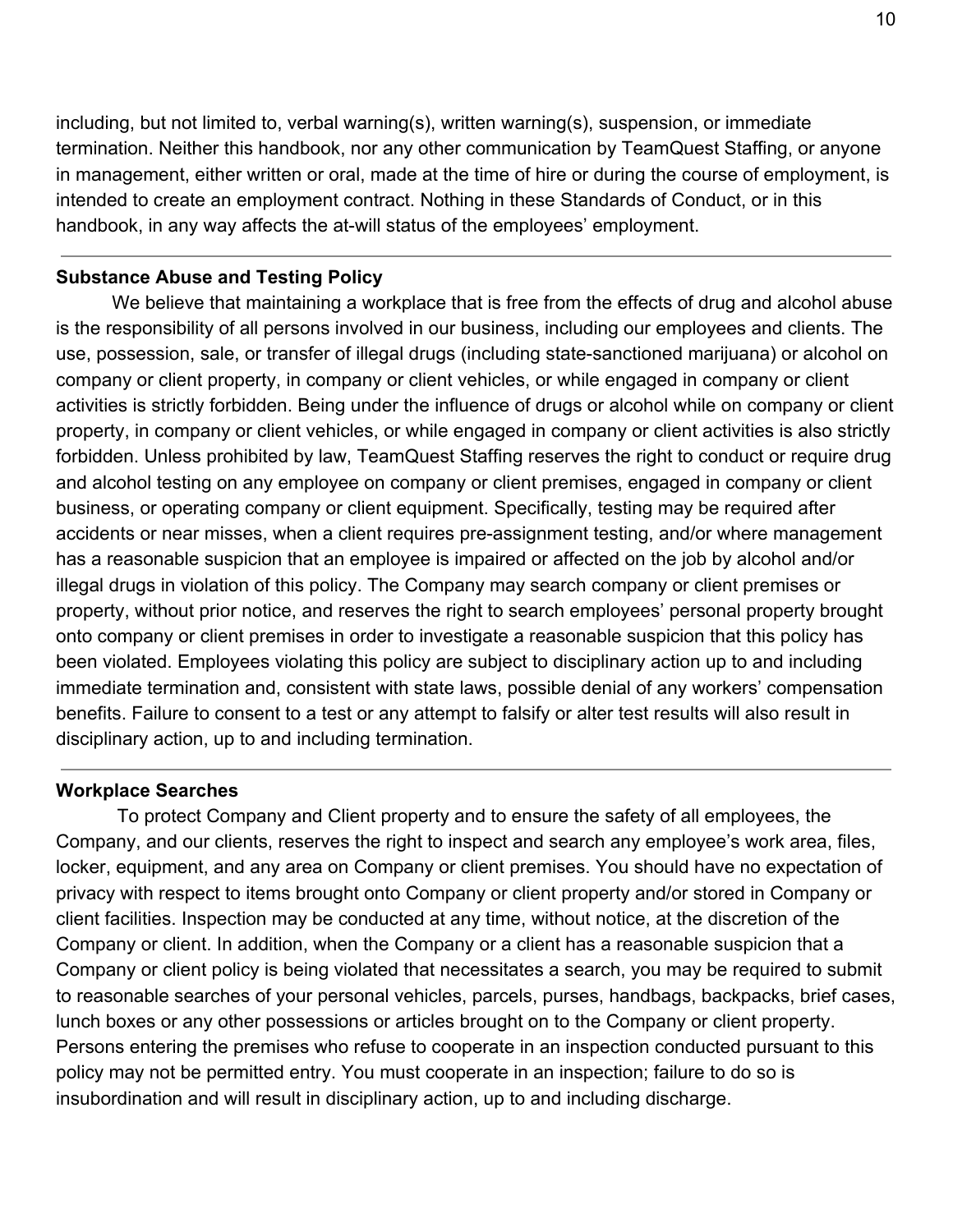including, but not limited to, verbal warning(s), written warning(s), suspension, or immediate termination. Neither this handbook, nor any other communication by TeamQuest Staffing, or anyone in management, either written or oral, made at the time of hire or during the course of employment, is intended to create an employment contract. Nothing in these Standards of Conduct, or in this handbook, in any way affects the at-will status of the employees' employment.

---

**Substance Abuse and Testing Policy**

We believe that maintaining a workplace that is free from the effects of drug and alcohol abuse is the responsibility of all persons involved in our business, including our employees and clients. The use, possession, sale, or transfer of illegal drugs (including state-sanctioned marijuana) or alcohol on company or client property, in company or client vehicles, or while engaged in company or client activities is strictly forbidden. Being under the influence of drugs or alcohol while on company or client property, in company or client vehicles, or while engaged in company or client activities is also strictly forbidden. Unless prohibited by law, TeamQuest Staffing reserves the right to conduct or require drug and alcohol testing on any employee on company or client premises, engaged in company or client business, or operating company or client equipment. Specifically, testing may be required after accidents or near misses, when a client requires pre-assignment testing, and/or where management has a reasonable suspicion that an employee is impaired or affected on the job by alcohol and/or illegal drugs in violation of this policy. The Company may search company or client premises or property, without prior notice, and reserves the right to search employees' personal property brought onto company or client premises in order to investigate a reasonable suspicion that this policy has been violated. Employees violating this policy are subject to disciplinary action up to and including immediate termination and, consistent with state laws, possible denial of any workers' compensation benefits. Failure to consent to a test or any attempt to falsify or alter test results will also result in disciplinary action, up to and including termination.

---

**Workplace Searches**

To protect Company and Client property and to ensure the safety of all employees, the Company, and our clients, reserves the right to inspect and search any employee's work area, files, locker, equipment, and any area on Company or client premises. You should have no expectation of privacy with respect to items brought onto Company or client property and/or stored in Company or client facilities. Inspection may be conducted at any time, without notice, at the discretion of the Company or client. In addition, when the Company or a client has a reasonable suspicion that a Company or client policy is being violated that necessitates a search, you may be required to submit to reasonable searches of your personal vehicles, parcels, purses, handbags, backpacks, brief cases, lunch boxes or any other possessions or articles brought on to the Company or client property. Persons entering the premises who refuse to cooperate in an inspection conducted pursuant to this policy may not be permitted entry. You must cooperate in an inspection; failure to do so is insubordination and will result in disciplinary action, up to and including discharge.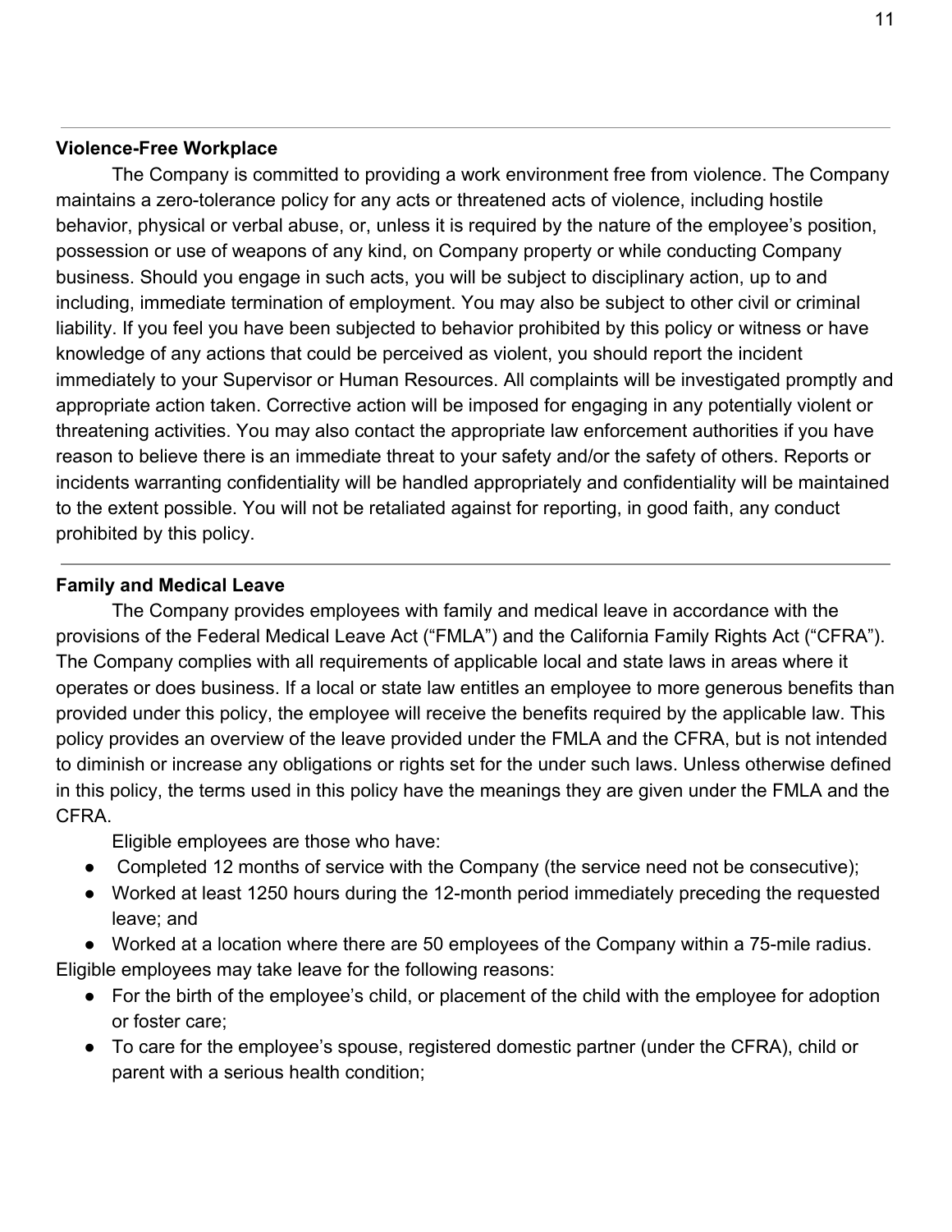**Violence-Free Workplace**

The Company is committed to providing a work environment free from violence. The Company maintains a zero-tolerance policy for any acts or threatened acts of violence, including hostile behavior, physical or verbal abuse, or, unless it is required by the nature of the employee's position, possession or use of weapons of any kind, on Company property or while conducting Company business. Should you engage in such acts, you will be subject to disciplinary action, up to and including, immediate termination of employment. You may also be subject to other civil or criminal liability. If you feel you have been subjected to behavior prohibited by this policy or witness or have knowledge of any actions that could be perceived as violent, you should report the incident immediately to your Supervisor or Human Resources. All complaints will be investigated promptly and appropriate action taken. Corrective action will be imposed for engaging in any potentially violent or threatening activities. You may also contact the appropriate law enforcement authorities if you have reason to believe there is an immediate threat to your safety and/or the safety of others. Reports or incidents warranting confidentiality will be handled appropriately and confidentiality will be maintained to the extent possible. You will not be retaliated against for reporting, in good faith, any conduct prohibited by this policy.

---

**Family and Medical Leave**

The Company provides employees with family and medical leave in accordance with the provisions of the Federal Medical Leave Act ("FMLA") and the California Family Rights Act ("CFRA"). The Company complies with all requirements of applicable local and state laws in areas where it operates or does business. If a local or state law entitles an employee to more generous benefits than provided under this policy, the employee will receive the benefits required by the applicable law. This policy provides an overview of the leave provided under the FMLA and the CFRA, but is not intended to diminish or increase any obligations or rights set for the under such laws. Unless otherwise defined in this policy, the terms used in this policy have the meanings they are given under the FMLA and the CFRA.

Eligible employees are those who have:

- Completed 12 months of service with the Company (the service need not be consecutive);
- Worked at least 1250 hours during the 12-month period immediately preceding the requested leave; and
- Worked at a location where there are 50 employees of the Company within a 75-mile radius.

Eligible employees may take leave for the following reasons:

- For the birth of the employee's child, or placement of the child with the employee for adoption or foster care;
- To care for the employee's spouse, registered domestic partner (under the CFRA), child or parent with a serious health condition;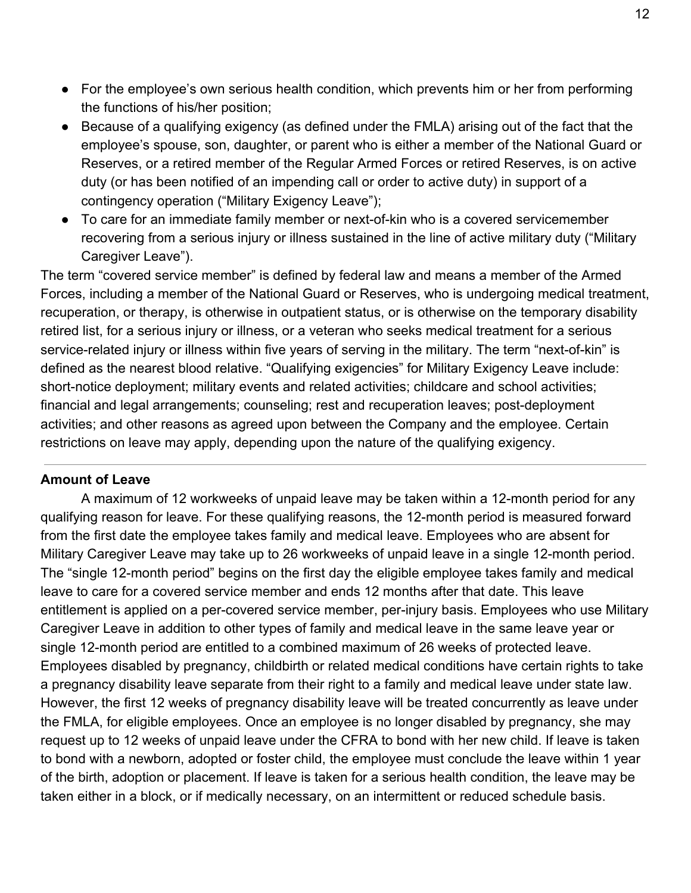- For the employee's own serious health condition, which prevents him or her from performing the functions of his/her position;
- Because of a qualifying exigency (as defined under the FMLA) arising out of the fact that the employee's spouse, son, daughter, or parent who is either a member of the National Guard or Reserves, or a retired member of the Regular Armed Forces or retired Reserves, is on active duty (or has been notified of an impending call or order to active duty) in support of a contingency operation ("Military Exigency Leave");
- To care for an immediate family member or next-of-kin who is a covered servicemember recovering from a serious injury or illness sustained in the line of active military duty ("Military Caregiver Leave").

The term "covered service member" is defined by federal law and means a member of the Armed Forces, including a member of the National Guard or Reserves, who is undergoing medical treatment, recuperation, or therapy, is otherwise in outpatient status, or is otherwise on the temporary disability retired list, for a serious injury or illness, or a veteran who seeks medical treatment for a serious service-related injury or illness within five years of serving in the military. The term "next-of-kin" is defined as the nearest blood relative. "Qualifying exigencies" for Military Exigency Leave include: short-notice deployment; military events and related activities; childcare and school activities; financial and legal arrangements; counseling; rest and recuperation leaves; post-deployment activities; and other reasons as agreed upon between the Company and the employee. Certain restrictions on leave may apply, depending upon the nature of the qualifying exigency.

---

**Amount of Leave**

A maximum of 12 workweeks of unpaid leave may be taken within a 12-month period for any qualifying reason for leave. For these qualifying reasons, the 12-month period is measured forward from the first date the employee takes family and medical leave. Employees who are absent for Military Caregiver Leave may take up to 26 workweeks of unpaid leave in a single 12-month period. The "single 12-month period" begins on the first day the eligible employee takes family and medical leave to care for a covered service member and ends 12 months after that date. This leave entitlement is applied on a per-covered service member, per-injury basis. Employees who use Military Caregiver Leave in addition to other types of family and medical leave in the same leave year or single 12-month period are entitled to a combined maximum of 26 weeks of protected leave. Employees disabled by pregnancy, childbirth or related medical conditions have certain rights to take a pregnancy disability leave separate from their right to a family and medical leave under state law. However, the first 12 weeks of pregnancy disability leave will be treated concurrently as leave under the FMLA, for eligible employees. Once an employee is no longer disabled by pregnancy, she may request up to 12 weeks of unpaid leave under the CFRA to bond with her new child. If leave is taken to bond with a newborn, adopted or foster child, the employee must conclude the leave within 1 year of the birth, adoption or placement. If leave is taken for a serious health condition, the leave may be taken either in a block, or if medically necessary, on an intermittent or reduced schedule basis.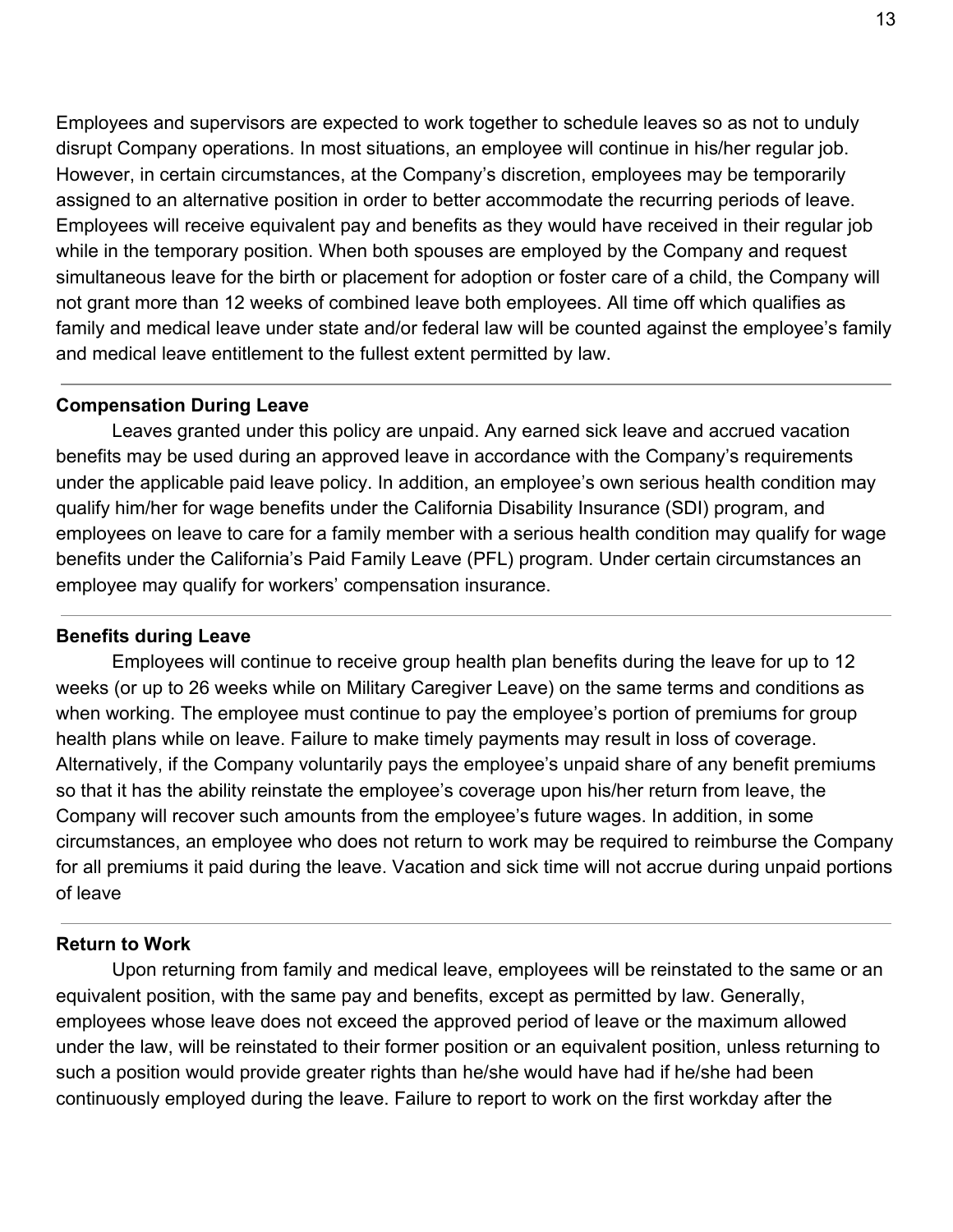Employees and supervisors are expected to work together to schedule leaves so as not to unduly disrupt Company operations. In most situations, an employee will continue in his/her regular job. However, in certain circumstances, at the Company's discretion, employees may be temporarily assigned to an alternative position in order to better accommodate the recurring periods of leave. Employees will receive equivalent pay and benefits as they would have received in their regular job while in the temporary position. When both spouses are employed by the Company and request simultaneous leave for the birth or placement for adoption or foster care of a child, the Company will not grant more than 12 weeks of combined leave both employees. All time off which qualifies as family and medical leave under state and/or federal law will be counted against the employee's family and medical leave entitlement to the fullest extent permitted by law.

---

**Compensation During Leave**

Leaves granted under this policy are unpaid. Any earned sick leave and accrued vacation benefits may be used during an approved leave in accordance with the Company's requirements under the applicable paid leave policy. In addition, an employee's own serious health condition may qualify him/her for wage benefits under the California Disability Insurance (SDI) program, and employees on leave to care for a family member with a serious health condition may qualify for wage benefits under the California's Paid Family Leave (PFL) program. Under certain circumstances an employee may qualify for workers' compensation insurance.

---

**Benefits during Leave**

Employees will continue to receive group health plan benefits during the leave for up to 12 weeks (or up to 26 weeks while on Military Caregiver Leave) on the same terms and conditions as when working. The employee must continue to pay the employee's portion of premiums for group health plans while on leave. Failure to make timely payments may result in loss of coverage. Alternatively, if the Company voluntarily pays the employee's unpaid share of any benefit premiums so that it has the ability reinstate the employee's coverage upon his/her return from leave, the Company will recover such amounts from the employee's future wages. In addition, in some circumstances, an employee who does not return to work may be required to reimburse the Company for all premiums it paid during the leave. Vacation and sick time will not accrue during unpaid portions of leave

---

**Return to Work**

Upon returning from family and medical leave, employees will be reinstated to the same or an equivalent position, with the same pay and benefits, except as permitted by law. Generally, employees whose leave does not exceed the approved period of leave or the maximum allowed under the law, will be reinstated to their former position or an equivalent position, unless returning to such a position would provide greater rights than he/she would have had if he/she had been continuously employed during the leave. Failure to report to work on the first workday after the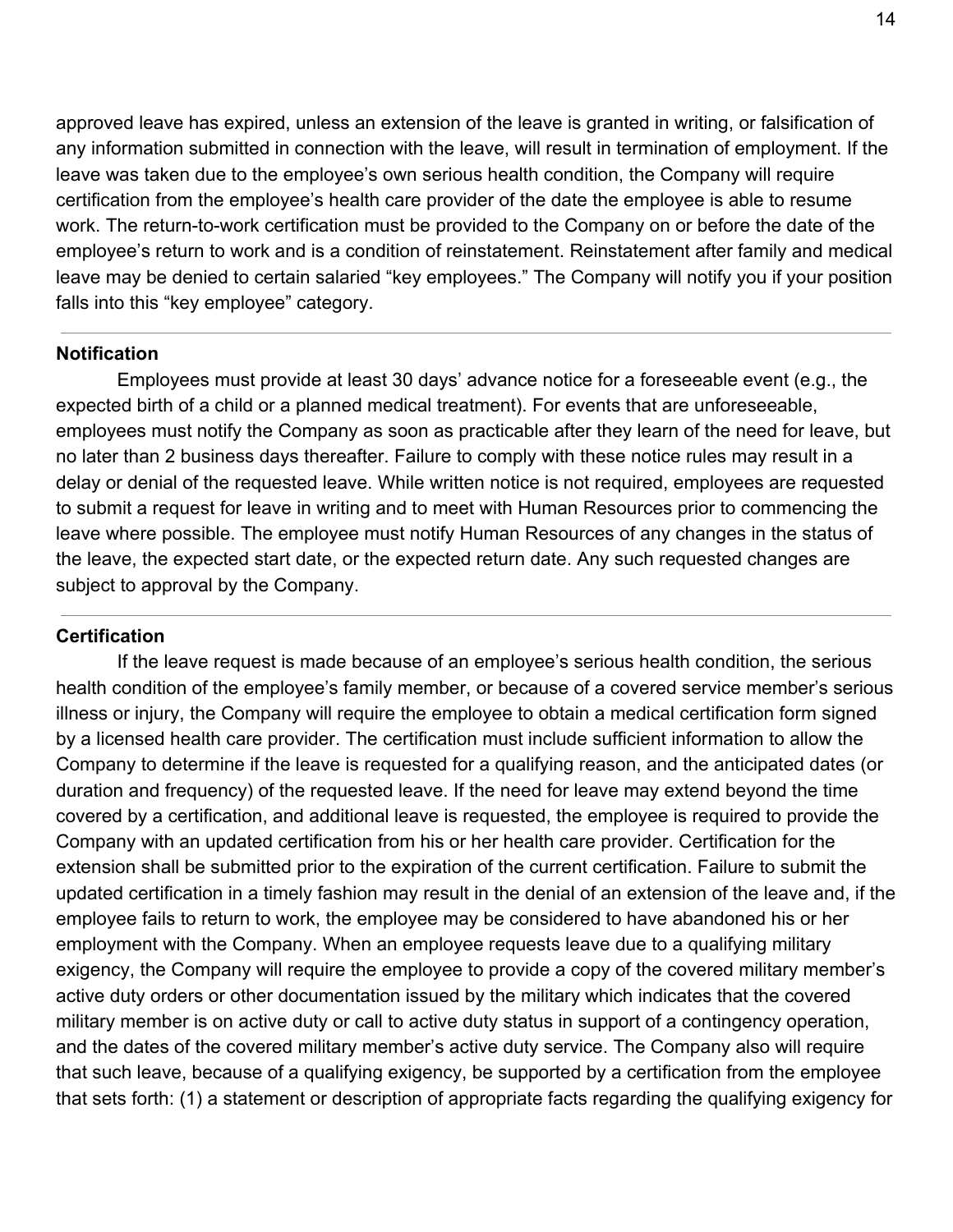approved leave has expired, unless an extension of the leave is granted in writing, or falsification of any information submitted in connection with the leave, will result in termination of employment. If the leave was taken due to the employee's own serious health condition, the Company will require certification from the employee's health care provider of the date the employee is able to resume work. The return-to-work certification must be provided to the Company on or before the date of the employee's return to work and is a condition of reinstatement. Reinstatement after family and medical leave may be denied to certain salaried "key employees." The Company will notify you if your position falls into this "key employee" category.

---

**Notification**

Employees must provide at least 30 days' advance notice for a foreseeable event (e.g., the expected birth of a child or a planned medical treatment). For events that are unforeseeable, employees must notify the Company as soon as practicable after they learn of the need for leave, but no later than 2 business days thereafter. Failure to comply with these notice rules may result in a delay or denial of the requested leave. While written notice is not required, employees are requested to submit a request for leave in writing and to meet with Human Resources prior to commencing the leave where possible. The employee must notify Human Resources of any changes in the status of the leave, the expected start date, or the expected return date. Any such requested changes are subject to approval by the Company.

---

**Certification**

If the leave request is made because of an employee's serious health condition, the serious health condition of the employee's family member, or because of a covered service member's serious illness or injury, the Company will require the employee to obtain a medical certification form signed by a licensed health care provider. The certification must include sufficient information to allow the Company to determine if the leave is requested for a qualifying reason, and the anticipated dates (or duration and frequency) of the requested leave. If the need for leave may extend beyond the time covered by a certification, and additional leave is requested, the employee is required to provide the Company with an updated certification from his or her health care provider. Certification for the extension shall be submitted prior to the expiration of the current certification. Failure to submit the updated certification in a timely fashion may result in the denial of an extension of the leave and, if the employee fails to return to work, the employee may be considered to have abandoned his or her employment with the Company. When an employee requests leave due to a qualifying military exigency, the Company will require the employee to provide a copy of the covered military member's active duty orders or other documentation issued by the military which indicates that the covered military member is on active duty or call to active duty status in support of a contingency operation, and the dates of the covered military member's active duty service. The Company also will require that such leave, because of a qualifying exigency, be supported by a certification from the employee that sets forth: (1) a statement or description of appropriate facts regarding the qualifying exigency for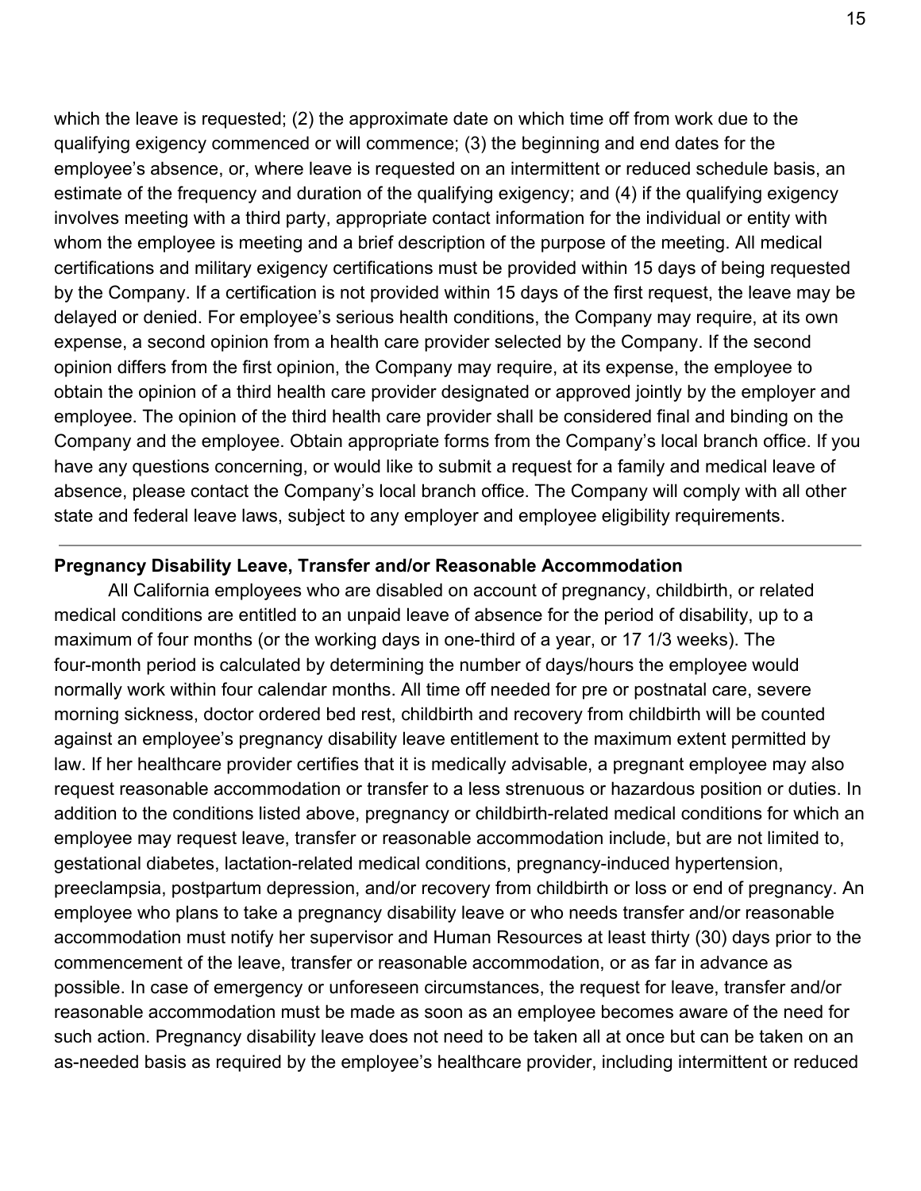which the leave is requested; (2) the approximate date on which time off from work due to the qualifying exigency commenced or will commence; (3) the beginning and end dates for the employee's absence, or, where leave is requested on an intermittent or reduced schedule basis, an estimate of the frequency and duration of the qualifying exigency; and (4) if the qualifying exigency involves meeting with a third party, appropriate contact information for the individual or entity with whom the employee is meeting and a brief description of the purpose of the meeting. All medical certifications and military exigency certifications must be provided within 15 days of being requested by the Company. If a certification is not provided within 15 days of the first request, the leave may be delayed or denied. For employee's serious health conditions, the Company may require, at its own expense, a second opinion from a health care provider selected by the Company. If the second opinion differs from the first opinion, the Company may require, at its expense, the employee to obtain the opinion of a third health care provider designated or approved jointly by the employer and employee. The opinion of the third health care provider shall be considered final and binding on the Company and the employee. Obtain appropriate forms from the Company's local branch office. If you have any questions concerning, or would like to submit a request for a family and medical leave of absence, please contact the Company's local branch office. The Company will comply with all other state and federal leave laws, subject to any employer and employee eligibility requirements.

---

**Pregnancy Disability Leave, Transfer and/or Reasonable Accommodation**

All California employees who are disabled on account of pregnancy, childbirth, or related medical conditions are entitled to an unpaid leave of absence for the period of disability, up to a maximum of four months (or the working days in one-third of a year, or 17 1/3 weeks). The four-month period is calculated by determining the number of days/hours the employee would normally work within four calendar months. All time off needed for pre or postnatal care, severe morning sickness, doctor ordered bed rest, childbirth and recovery from childbirth will be counted against an employee's pregnancy disability leave entitlement to the maximum extent permitted by law. If her healthcare provider certifies that it is medically advisable, a pregnant employee may also request reasonable accommodation or transfer to a less strenuous or hazardous position or duties. In addition to the conditions listed above, pregnancy or childbirth-related medical conditions for which an employee may request leave, transfer or reasonable accommodation include, but are not limited to, gestational diabetes, lactation-related medical conditions, pregnancy-induced hypertension, preeclampsia, postpartum depression, and/or recovery from childbirth or loss or end of pregnancy. An employee who plans to take a pregnancy disability leave or who needs transfer and/or reasonable accommodation must notify her supervisor and Human Resources at least thirty (30) days prior to the commencement of the leave, transfer or reasonable accommodation, or as far in advance as possible. In case of emergency or unforeseen circumstances, the request for leave, transfer and/or reasonable accommodation must be made as soon as an employee becomes aware of the need for such action. Pregnancy disability leave does not need to be taken all at once but can be taken on an as-needed basis as required by the employee's healthcare provider, including intermittent or reduced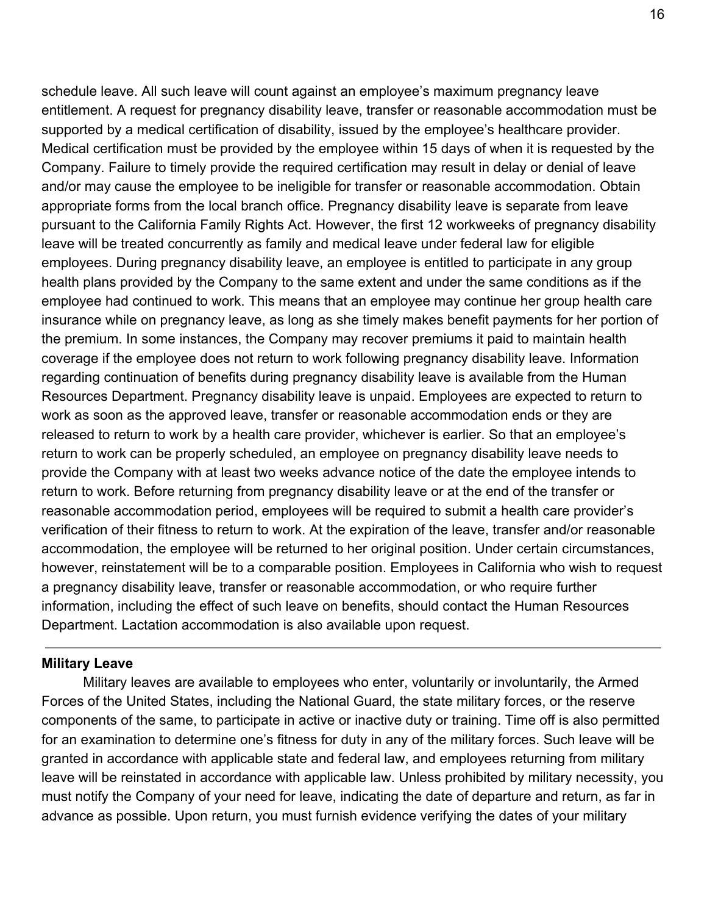schedule leave. All such leave will count against an employee's maximum pregnancy leave entitlement. A request for pregnancy disability leave, transfer or reasonable accommodation must be supported by a medical certification of disability, issued by the employee's healthcare provider. Medical certification must be provided by the employee within 15 days of when it is requested by the Company. Failure to timely provide the required certification may result in delay or denial of leave and/or may cause the employee to be ineligible for transfer or reasonable accommodation. Obtain appropriate forms from the local branch office. Pregnancy disability leave is separate from leave pursuant to the California Family Rights Act. However, the first 12 workweeks of pregnancy disability leave will be treated concurrently as family and medical leave under federal law for eligible employees. During pregnancy disability leave, an employee is entitled to participate in any group health plans provided by the Company to the same extent and under the same conditions as if the employee had continued to work. This means that an employee may continue her group health care insurance while on pregnancy leave, as long as she timely makes benefit payments for her portion of the premium. In some instances, the Company may recover premiums it paid to maintain health coverage if the employee does not return to work following pregnancy disability leave. Information regarding continuation of benefits during pregnancy disability leave is available from the Human Resources Department. Pregnancy disability leave is unpaid. Employees are expected to return to work as soon as the approved leave, transfer or reasonable accommodation ends or they are released to return to work by a health care provider, whichever is earlier. So that an employee's return to work can be properly scheduled, an employee on pregnancy disability leave needs to provide the Company with at least two weeks advance notice of the date the employee intends to return to work. Before returning from pregnancy disability leave or at the end of the transfer or reasonable accommodation period, employees will be required to submit a health care provider's verification of their fitness to return to work. At the expiration of the leave, transfer and/or reasonable accommodation, the employee will be returned to her original position. Under certain circumstances, however, reinstatement will be to a comparable position. Employees in California who wish to request a pregnancy disability leave, transfer or reasonable accommodation, or who require further information, including the effect of such leave on benefits, should contact the Human Resources Department. Lactation accommodation is also available upon request.

---

**Military Leave**

Military leaves are available to employees who enter, voluntarily or involuntarily, the Armed Forces of the United States, including the National Guard, the state military forces, or the reserve components of the same, to participate in active or inactive duty or training. Time off is also permitted for an examination to determine one's fitness for duty in any of the military forces. Such leave will be granted in accordance with applicable state and federal law, and employees returning from military leave will be reinstated in accordance with applicable law. Unless prohibited by military necessity, you must notify the Company of your need for leave, indicating the date of departure and return, as far in advance as possible. Upon return, you must furnish evidence verifying the dates of your military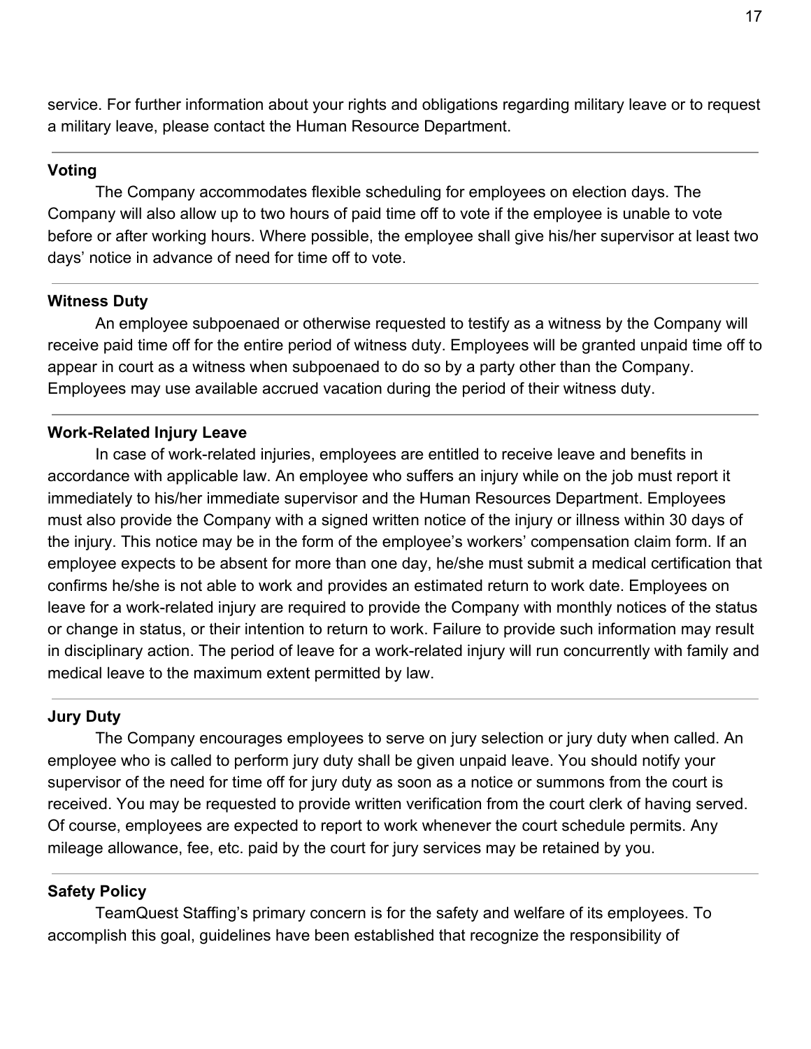service. For further information about your rights and obligations regarding military leave or to request a military leave, please contact the Human Resource Department.

---

**Voting**

The Company accommodates flexible scheduling for employees on election days. The Company will also allow up to two hours of paid time off to vote if the employee is unable to vote before or after working hours. Where possible, the employee shall give his/her supervisor at least two days' notice in advance of need for time off to vote.

---

**Witness Duty**

An employee subpoenaed or otherwise requested to testify as a witness by the Company will receive paid time off for the entire period of witness duty. Employees will be granted unpaid time off to appear in court as a witness when subpoenaed to do so by a party other than the Company. Employees may use available accrued vacation during the period of their witness duty.

---

**Work-Related Injury Leave**

In case of work-related injuries, employees are entitled to receive leave and benefits in accordance with applicable law. An employee who suffers an injury while on the job must report it immediately to his/her immediate supervisor and the Human Resources Department. Employees must also provide the Company with a signed written notice of the injury or illness within 30 days of the injury. This notice may be in the form of the employee's workers' compensation claim form. If an employee expects to be absent for more than one day, he/she must submit a medical certification that confirms he/she is not able to work and provides an estimated return to work date. Employees on leave for a work-related injury are required to provide the Company with monthly notices of the status or change in status, or their intention to return to work. Failure to provide such information may result in disciplinary action. The period of leave for a work-related injury will run concurrently with family and medical leave to the maximum extent permitted by law.

---

**Jury Duty**

The Company encourages employees to serve on jury selection or jury duty when called. An employee who is called to perform jury duty shall be given unpaid leave. You should notify your supervisor of the need for time off for jury duty as soon as a notice or summons from the court is received. You may be requested to provide written verification from the court clerk of having served. Of course, employees are expected to report to work whenever the court schedule permits. Any mileage allowance, fee, etc. paid by the court for jury services may be retained by you.

---

**Safety Policy**

TeamQuest Staffing's primary concern is for the safety and welfare of its employees. To accomplish this goal, guidelines have been established that recognize the responsibility of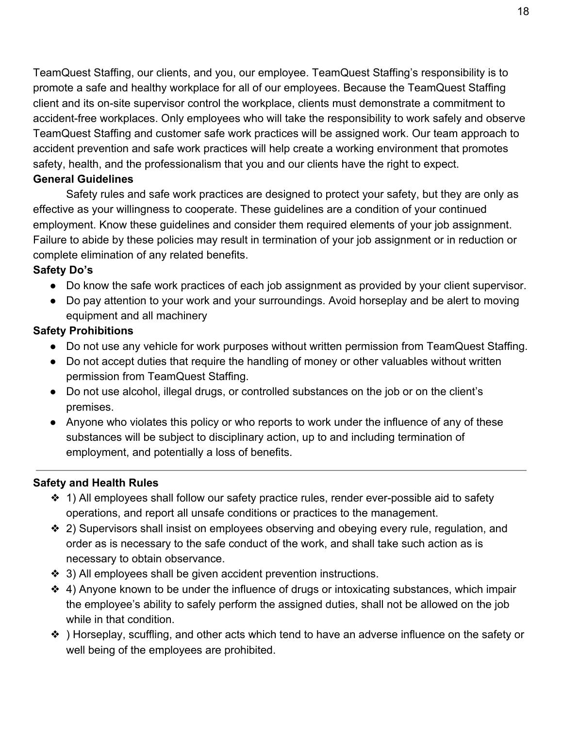TeamQuest Staffing, our clients, and you, our employee. TeamQuest Staffing's responsibility is to promote a safe and healthy workplace for all of our employees. Because the TeamQuest Staffing client and its on-site supervisor control the workplace, clients must demonstrate a commitment to accident-free workplaces. Only employees who will take the responsibility to work safely and observe TeamQuest Staffing and customer safe work practices will be assigned work. Our team approach to accident prevention and safe work practices will help create a working environment that promotes safety, health, and the professionalism that you and our clients have the right to expect.

**General Guidelines**

Safety rules and safe work practices are designed to protect your safety, but they are only as effective as your willingness to cooperate. These guidelines are a condition of your continued employment. Know these guidelines and consider them required elements of your job assignment. Failure to abide by these policies may result in termination of your job assignment or in reduction or complete elimination of any related benefits.

**Safety Do's**

- Do know the safe work practices of each job assignment as provided by your client supervisor.
- Do pay attention to your work and your surroundings. Avoid horseplay and be alert to moving equipment and all machinery

**Safety Prohibitions**

- Do not use any vehicle for work purposes without written permission from TeamQuest Staffing.
- Do not accept duties that require the handling of money or other valuables without written permission from TeamQuest Staffing.
- Do not use alcohol, illegal drugs, or controlled substances on the job or on the client's premises.
- Anyone who violates this policy or who reports to work under the influence of any of these substances will be subject to disciplinary action, up to and including termination of employment, and potentially a loss of benefits.

---

**Safety and Health Rules**

- 1) All employees shall follow our safety practice rules, render ever-possible aid to safety operations, and report all unsafe conditions or practices to the management.
- 2) Supervisors shall insist on employees observing and obeying every rule, regulation, and order as is necessary to the safe conduct of the work, and shall take such action as is necessary to obtain observance.
- 3) All employees shall be given accident prevention instructions.
- 4) Anyone known to be under the influence of drugs or intoxicating substances, which impair the employee's ability to safely perform the assigned duties, shall not be allowed on the job while in that condition.
- ) Horseplay, scuffling, and other acts which tend to have an adverse influence on the safety or well being of the employees are prohibited.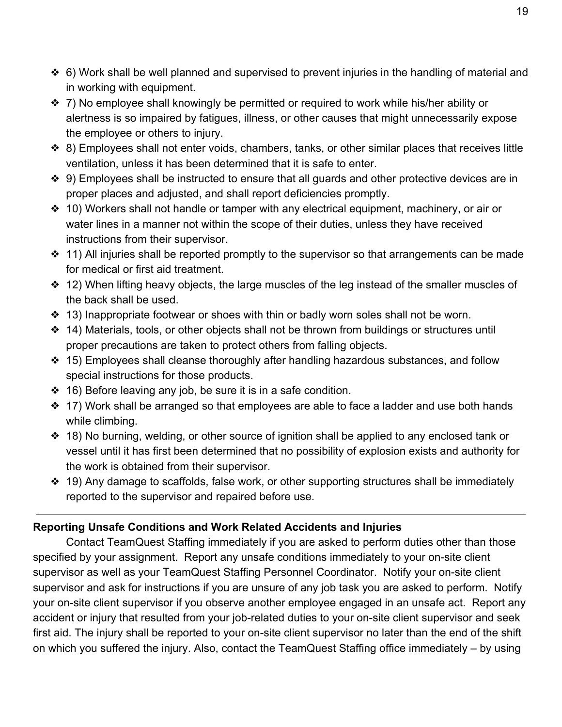- 6) Work shall be well planned and supervised to prevent injuries in the handling of material and in working with equipment.
- 7) No employee shall knowingly be permitted or required to work while his/her ability or alertness is so impaired by fatigues, illness, or other causes that might unnecessarily expose the employee or others to injury.
- 8) Employees shall not enter voids, chambers, tanks, or other similar places that receives little ventilation, unless it has been determined that it is safe to enter.
- 9) Employees shall be instructed to ensure that all guards and other protective devices are in proper places and adjusted, and shall report deficiencies promptly.
- 10) Workers shall not handle or tamper with any electrical equipment, machinery, or air or water lines in a manner not within the scope of their duties, unless they have received instructions from their supervisor.
- 11) All injuries shall be reported promptly to the supervisor so that arrangements can be made for medical or first aid treatment.
- 12) When lifting heavy objects, the large muscles of the leg instead of the smaller muscles of the back shall be used.
- 13) Inappropriate footwear or shoes with thin or badly worn soles shall not be worn.
- 14) Materials, tools, or other objects shall not be thrown from buildings or structures until proper precautions are taken to protect others from falling objects.
- 15) Employees shall cleanse thoroughly after handling hazardous substances, and follow special instructions for those products.
- 16) Before leaving any job, be sure it is in a safe condition.
- 17) Work shall be arranged so that employees are able to face a ladder and use both hands while climbing.
- 18) No burning, welding, or other source of ignition shall be applied to any enclosed tank or vessel until it has first been determined that no possibility of explosion exists and authority for the work is obtained from their supervisor.
- 19) Any damage to scaffolds, false work, or other supporting structures shall be immediately reported to the supervisor and repaired before use.

---

**Reporting Unsafe Conditions and Work Related Accidents and Injuries**

Contact TeamQuest Staffing immediately if you are asked to perform duties other than those specified by your assignment. Report any unsafe conditions immediately to your on-site client supervisor as well as your TeamQuest Staffing Personnel Coordinator. Notify your on-site client supervisor and ask for instructions if you are unsure of any job task you are asked to perform. Notify your on-site client supervisor if you observe another employee engaged in an unsafe act. Report any accident or injury that resulted from your job-related duties to your on-site client supervisor and seek first aid. The injury shall be reported to your on-site client supervisor no later than the end of the shift on which you suffered the injury. Also, contact the TeamQuest Staffing office immediately – by using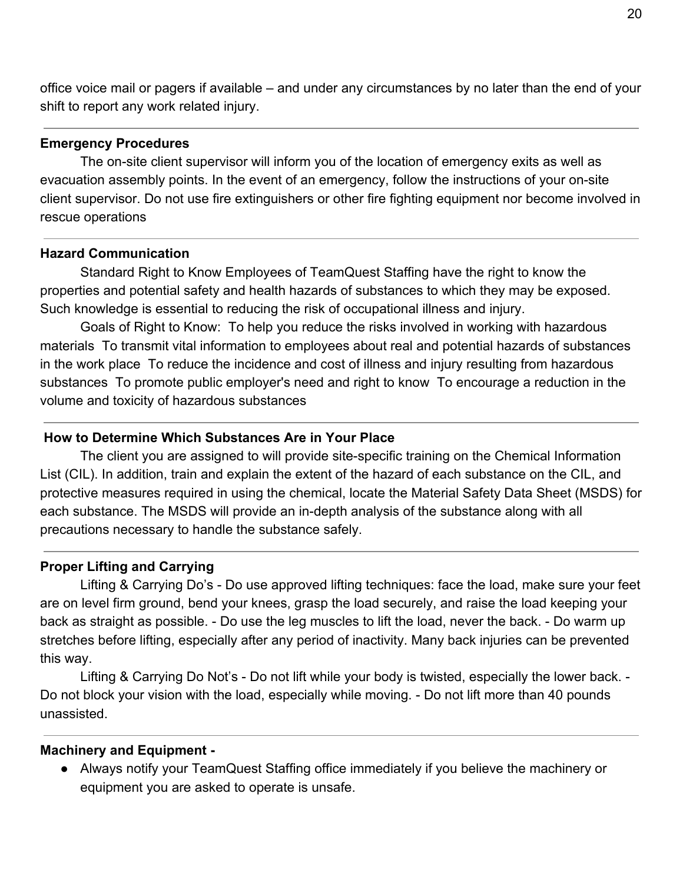office voice mail or pagers if available – and under any circumstances by no later than the end of your shift to report any work related injury.

---

**Emergency Procedures**

The on-site client supervisor will inform you of the location of emergency exits as well as evacuation assembly points. In the event of an emergency, follow the instructions of your on-site client supervisor. Do not use fire extinguishers or other fire fighting equipment nor become involved in rescue operations

---

**Hazard Communication**

Standard Right to Know Employees of TeamQuest Staffing have the right to know the properties and potential safety and health hazards of substances to which they may be exposed. Such knowledge is essential to reducing the risk of occupational illness and injury.

Goals of Right to Know:  To help you reduce the risks involved in working with hazardous materials  To transmit vital information to employees about real and potential hazards of substances in the work place  To reduce the incidence and cost of illness and injury resulting from hazardous substances  To promote public employer's need and right to know  To encourage a reduction in the volume and toxicity of hazardous substances

---

**How to Determine Which Substances Are in Your Place**

The client you are assigned to will provide site-specific training on the Chemical Information List (CIL). In addition, train and explain the extent of the hazard of each substance on the CIL, and protective measures required in using the chemical, locate the Material Safety Data Sheet (MSDS) for each substance. The MSDS will provide an in-depth analysis of the substance along with all precautions necessary to handle the substance safely.

---

**Proper Lifting and Carrying**

Lifting & Carrying Do's - Do use approved lifting techniques: face the load, make sure your feet are on level firm ground, bend your knees, grasp the load securely, and raise the load keeping your back as straight as possible. - Do use the leg muscles to lift the load, never the back. - Do warm up stretches before lifting, especially after any period of inactivity. Many back injuries can be prevented this way.

Lifting & Carrying Do Not's - Do not lift while your body is twisted, especially the lower back. - Do not block your vision with the load, especially while moving. - Do not lift more than 40 pounds unassisted.

---

**Machinery and Equipment -**

- Always notify your TeamQuest Staffing office immediately if you believe the machinery or equipment you are asked to operate is unsafe.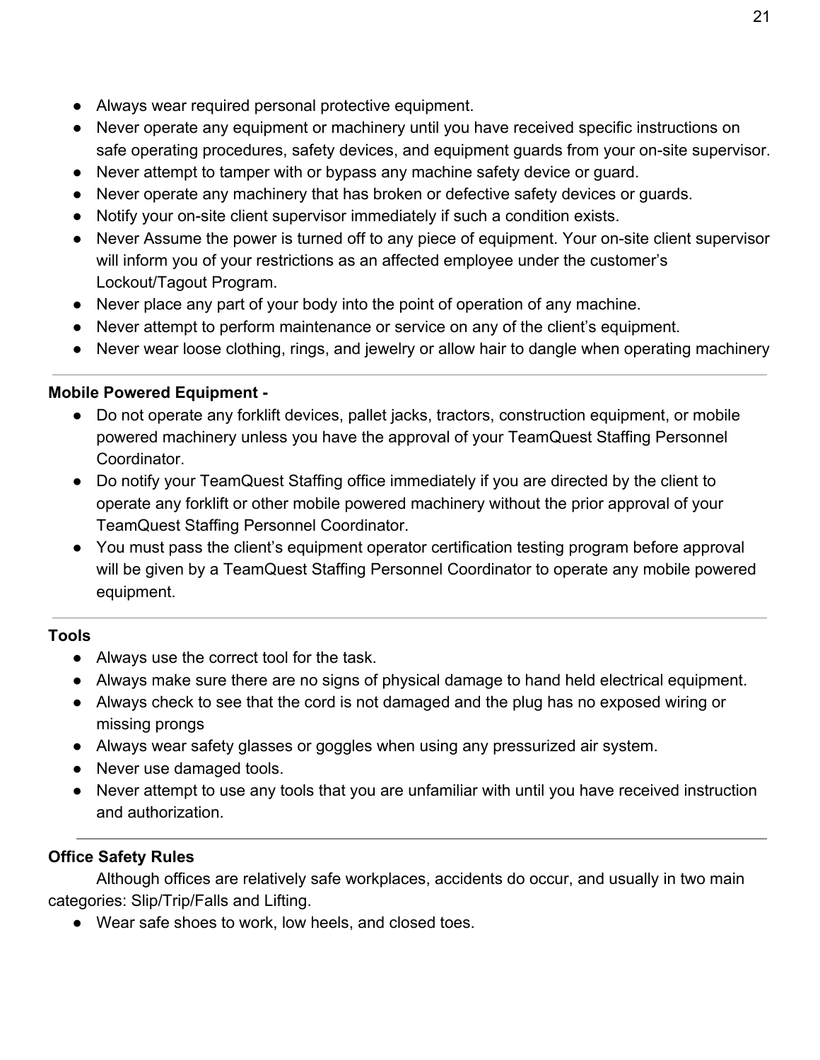- Always wear required personal protective equipment.
- Never operate any equipment or machinery until you have received specific instructions on safe operating procedures, safety devices, and equipment guards from your on-site supervisor.
- Never attempt to tamper with or bypass any machine safety device or guard.
- Never operate any machinery that has broken or defective safety devices or guards.
- Notify your on-site client supervisor immediately if such a condition exists.
- Never Assume the power is turned off to any piece of equipment. Your on-site client supervisor will inform you of your restrictions as an affected employee under the customer's Lockout/Tagout Program.
- Never place any part of your body into the point of operation of any machine.
- Never attempt to perform maintenance or service on any of the client's equipment.
- Never wear loose clothing, rings, and jewelry or allow hair to dangle when operating machinery

---

**Mobile Powered Equipment -**

- Do not operate any forklift devices, pallet jacks, tractors, construction equipment, or mobile powered machinery unless you have the approval of your TeamQuest Staffing Personnel Coordinator.
- Do notify your TeamQuest Staffing office immediately if you are directed by the client to operate any forklift or other mobile powered machinery without the prior approval of your TeamQuest Staffing Personnel Coordinator.
- You must pass the client's equipment operator certification testing program before approval will be given by a TeamQuest Staffing Personnel Coordinator to operate any mobile powered equipment.

---

**Tools**

- Always use the correct tool for the task.
- Always make sure there are no signs of physical damage to hand held electrical equipment.
- Always check to see that the cord is not damaged and the plug has no exposed wiring or missing prongs
- Always wear safety glasses or goggles when using any pressurized air system.
- Never use damaged tools.
- Never attempt to use any tools that you are unfamiliar with until you have received instruction and authorization.

---

**Office Safety Rules**

Although offices are relatively safe workplaces, accidents do occur, and usually in two main categories: Slip/Trip/Falls and Lifting.

- Wear safe shoes to work, low heels, and closed toes.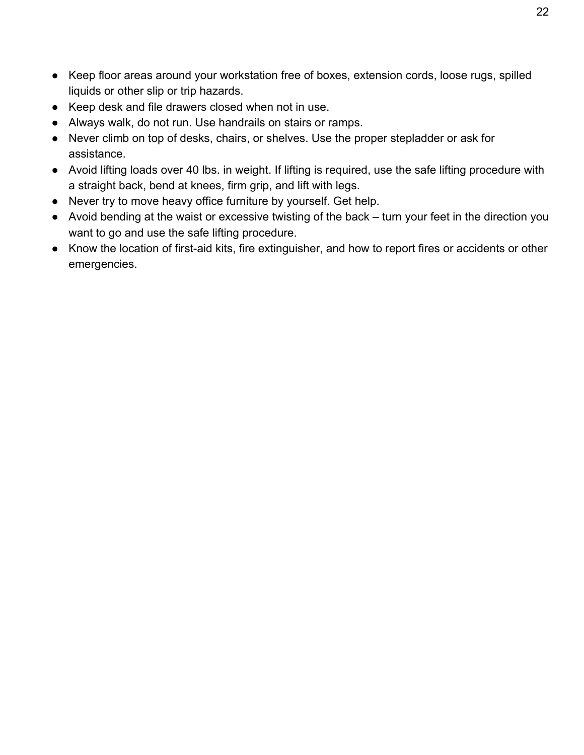- Keep floor areas around your workstation free of boxes, extension cords, loose rugs, spilled liquids or other slip or trip hazards.
- Keep desk and file drawers closed when not in use.
- Always walk, do not run. Use handrails on stairs or ramps.
- Never climb on top of desks, chairs, or shelves. Use the proper stepladder or ask for assistance.
- Avoid lifting loads over 40 lbs. in weight. If lifting is required, use the safe lifting procedure with a straight back, bend at knees, firm grip, and lift with legs.
- Never try to move heavy office furniture by yourself. Get help.
- Avoid bending at the waist or excessive twisting of the back – turn your feet in the direction you want to go and use the safe lifting procedure.
- Know the location of first-aid kits, fire extinguisher, and how to report fires or accidents or other emergencies.